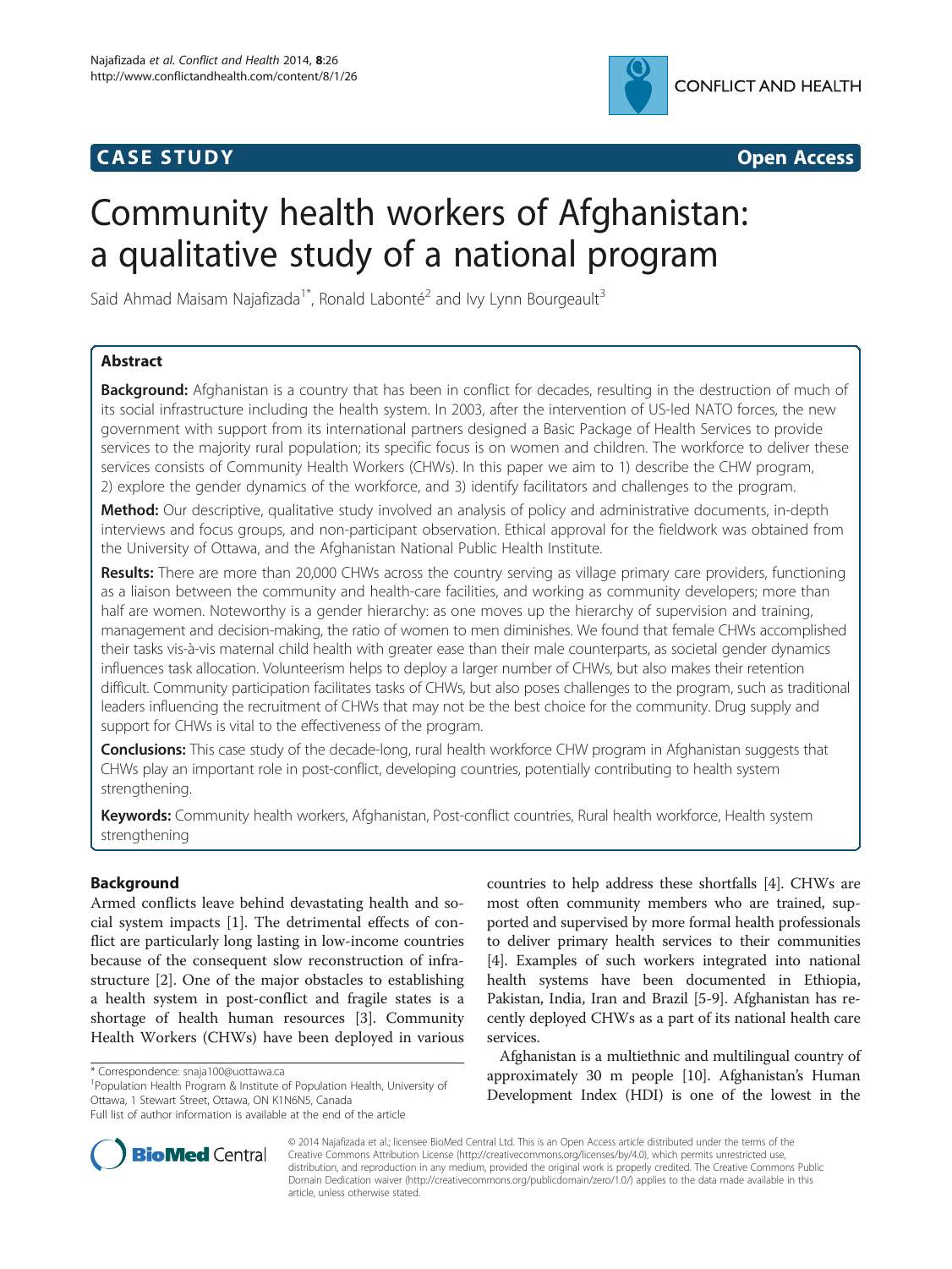**CASE STUDY** **Open Access**

# Community health workers of Afghanistan: a qualitative study of a national program

Said Ahmad Maisam Najafizada[1*], Ronald Labonté[2] and Ivy Lynn Bourgeault[3]

## Abstract

**Background:** Afghanistan is a country that has been in conflict for decades, resulting in the destruction of much of its social infrastructure including the health system. In 2003, after the intervention of US-led NATO forces, the new government with support from its international partners designed a Basic Package of Health Services to provide services to the majority rural population; its specific focus is on women and children. The workforce to deliver these services consists of Community Health Workers (CHWs). In this paper we aim to 1) describe the CHW program, 2) explore the gender dynamics of the workforce, and 3) identify facilitators and challenges to the program.

**Method:** Our descriptive, qualitative study involved an analysis of policy and administrative documents, in-depth interviews and focus groups, and non-participant observation. Ethical approval for the fieldwork was obtained from the University of Ottawa, and the Afghanistan National Public Health Institute.

**Results:** There are more than 20,000 CHWs across the country serving as village primary care providers, functioning as a liaison between the community and health-care facilities, and working as community developers; more than half are women. Noteworthy is a gender hierarchy: as one moves up the hierarchy of supervision and training, management and decision-making, the ratio of women to men diminishes. We found that female CHWs accomplished their tasks vis-à-vis maternal child health with greater ease than their male counterparts, as societal gender dynamics influences task allocation. Volunteerism helps to deploy a larger number of CHWs, but also makes their retention difficult. Community participation facilitates tasks of CHWs, but also poses challenges to the program, such as traditional leaders influencing the recruitment of CHWs that may not be the best choice for the community. Drug supply and support for CHWs is vital to the effectiveness of the program.

**Conclusions:** This case study of the decade-long, rural health workforce CHW program in Afghanistan suggests that CHWs play an important role in post-conflict, developing countries, potentially contributing to health system strengthening.

**Keywords:** Community health workers, Afghanistan, Post-conflict countries, Rural health workforce, Health system strengthening

## Background

Armed conflicts leave behind devastating health and social system impacts [1]. The detrimental effects of conflict are particularly long lasting in low-income countries because of the consequent slow reconstruction of infrastructure [2]. One of the major obstacles to establishing a health system in post-conflict and fragile states is a shortage of health human resources [3]. Community Health Workers (CHWs) have been deployed in various countries to help address these shortfalls [4]. CHWs are most often community members who are trained, supported and supervised by more formal health professionals to deliver primary health services to their communities [4]. Examples of such workers integrated into national health systems have been documented in Ethiopia, Pakistan, India, Iran and Brazil [5-9]. Afghanistan has recently deployed CHWs as a part of its national health care services.

Afghanistan is a multiethnic and multilingual country of approximately 30 m people [10]. Afghanistan's Human Development Index (HDI) is one of the lowest in the

\* Correspondence: snaja100@uottawa.ca
[1]Population Health Program & Institute of Population Health, University of Ottawa, 1 Stewart Street, Ottawa, ON K1N6N5, Canada
Full list of author information is available at the end of the article

© 2014 Najafizada et al.; licensee BioMed Central Ltd. This is an Open Access article distributed under the terms of the Creative Commons Attribution License (http://creativecommons.org/licenses/by/4.0), which permits unrestricted use, distribution, and reproduction in any medium, provided the original work is properly credited. The Creative Commons Public Domain Dedication waiver (http://creativecommons.org/publicdomain/zero/1.0/) applies to the data made available in this article, unless otherwise stated.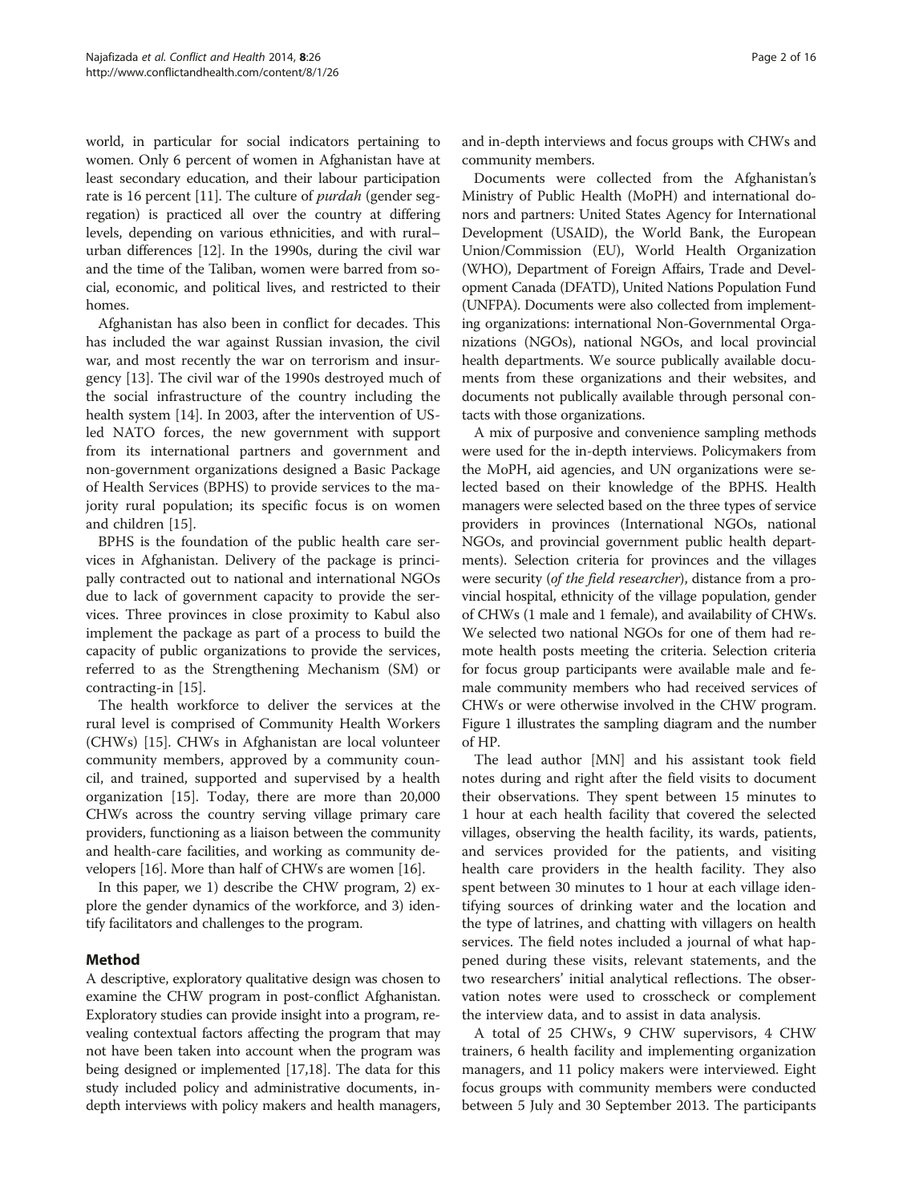world, in particular for social indicators pertaining to women. Only 6 percent of women in Afghanistan have at least secondary education, and their labour participation rate is 16 percent [11]. The culture of *purdah* (gender segregation) is practiced all over the country at differing levels, depending on various ethnicities, and with rural–urban differences [12]. In the 1990s, during the civil war and the time of the Taliban, women were barred from social, economic, and political lives, and restricted to their homes.

Afghanistan has also been in conflict for decades. This has included the war against Russian invasion, the civil war, and most recently the war on terrorism and insurgency [13]. The civil war of the 1990s destroyed much of the social infrastructure of the country including the health system [14]. In 2003, after the intervention of US-led NATO forces, the new government with support from its international partners and government and non-government organizations designed a Basic Package of Health Services (BPHS) to provide services to the majority rural population; its specific focus is on women and children [15].

BPHS is the foundation of the public health care services in Afghanistan. Delivery of the package is principally contracted out to national and international NGOs due to lack of government capacity to provide the services. Three provinces in close proximity to Kabul also implement the package as part of a process to build the capacity of public organizations to provide the services, referred to as the Strengthening Mechanism (SM) or contracting-in [15].

The health workforce to deliver the services at the rural level is comprised of Community Health Workers (CHWs) [15]. CHWs in Afghanistan are local volunteer community members, approved by a community council, and trained, supported and supervised by a health organization [15]. Today, there are more than 20,000 CHWs across the country serving village primary care providers, functioning as a liaison between the community and health-care facilities, and working as community developers [16]. More than half of CHWs are women [16].

In this paper, we 1) describe the CHW program, 2) explore the gender dynamics of the workforce, and 3) identify facilitators and challenges to the program.

## Method

A descriptive, exploratory qualitative design was chosen to examine the CHW program in post-conflict Afghanistan. Exploratory studies can provide insight into a program, revealing contextual factors affecting the program that may not have been taken into account when the program was being designed or implemented [17,18]. The data for this study included policy and administrative documents, in-depth interviews with policy makers and health managers, and in-depth interviews and focus groups with CHWs and community members.

Documents were collected from the Afghanistan's Ministry of Public Health (MoPH) and international donors and partners: United States Agency for International Development (USAID), the World Bank, the European Union/Commission (EU), World Health Organization (WHO), Department of Foreign Affairs, Trade and Development Canada (DFATD), United Nations Population Fund (UNFPA). Documents were also collected from implementing organizations: international Non-Governmental Organizations (NGOs), national NGOs, and local provincial health departments. We source publically available documents from these organizations and their websites, and documents not publically available through personal contacts with those organizations.

A mix of purposive and convenience sampling methods were used for the in-depth interviews. Policymakers from the MoPH, aid agencies, and UN organizations were selected based on their knowledge of the BPHS. Health managers were selected based on the three types of service providers in provinces (International NGOs, national NGOs, and provincial government public health departments). Selection criteria for provinces and the villages were security (*of the field researcher*), distance from a provincial hospital, ethnicity of the village population, gender of CHWs (1 male and 1 female), and availability of CHWs. We selected two national NGOs for one of them had remote health posts meeting the criteria. Selection criteria for focus group participants were available male and female community members who had received services of CHWs or were otherwise involved in the CHW program. Figure 1 illustrates the sampling diagram and the number of HP.

The lead author [MN] and his assistant took field notes during and right after the field visits to document their observations. They spent between 15 minutes to 1 hour at each health facility that covered the selected villages, observing the health facility, its wards, patients, and services provided for the patients, and visiting health care providers in the health facility. They also spent between 30 minutes to 1 hour at each village identifying sources of drinking water and the location and the type of latrines, and chatting with villagers on health services. The field notes included a journal of what happened during these visits, relevant statements, and the two researchers' initial analytical reflections. The observation notes were used to crosscheck or complement the interview data, and to assist in data analysis.

A total of 25 CHWs, 9 CHW supervisors, 4 CHW trainers, 6 health facility and implementing organization managers, and 11 policy makers were interviewed. Eight focus groups with community members were conducted between 5 July and 30 September 2013. The participants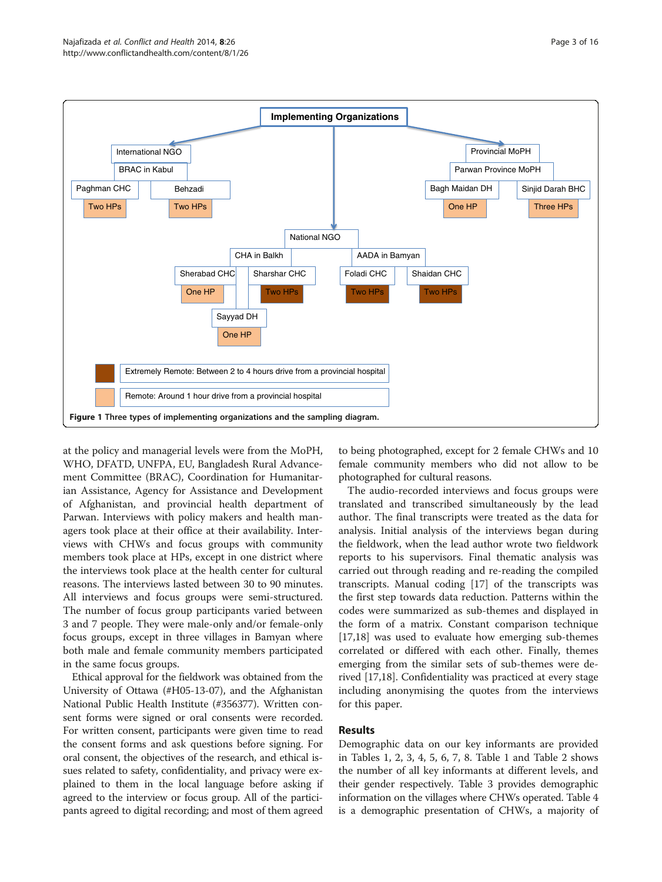Implementing Organizations

- International NGO
  - BRAC in Kabul
    - Paghman CHC — Two HPs
    - Behzadi — Two HPs
- National NGO
  - CHA in Balkh
    - Sherabad CHC — One HP
    - Sharshar CHC — Two HPs
    - Sayyad DH — One HP
  - AADA in Bamyan
    - Foladi CHC — Two HPs
    - Shaidan CHC — Two HPs
- Provincial MoPH
  - Parwan Province MoPH
    - Bagh Maidan DH — One HP
    - Sinjid Darah BHC — Three HPs

Extremely Remote: Between 2 to 4 hours drive from a provincial hospital

Remote: Around 1 hour drive from a provincial hospital

**Figure 1 Three types of implementing organizations and the sampling diagram.**

at the policy and managerial levels were from the MoPH, WHO, DFATD, UNFPA, EU, Bangladesh Rural Advancement Committee (BRAC), Coordination for Humanitarian Assistance, Agency for Assistance and Development of Afghanistan, and provincial health department of Parwan. Interviews with policy makers and health managers took place at their office at their availability. Interviews with CHWs and focus groups with community members took place at HPs, except in one district where the interviews took place at the health center for cultural reasons. The interviews lasted between 30 to 90 minutes. All interviews and focus groups were semi-structured. The number of focus group participants varied between 3 and 7 people. They were male-only and/or female-only focus groups, except in three villages in Bamyan where both male and female community members participated in the same focus groups.

Ethical approval for the fieldwork was obtained from the University of Ottawa (#H05-13-07), and the Afghanistan National Public Health Institute (#356377). Written consent forms were signed or oral consents were recorded. For written consent, participants were given time to read the consent forms and ask questions before signing. For oral consent, the objectives of the research, and ethical issues related to safety, confidentiality, and privacy were explained to them in the local language before asking if agreed to the interview or focus group. All of the participants agreed to digital recording; and most of them agreed to being photographed, except for 2 female CHWs and 10 female community members who did not allow to be photographed for cultural reasons.

The audio-recorded interviews and focus groups were translated and transcribed simultaneously by the lead author. The final transcripts were treated as the data for analysis. Initial analysis of the interviews began during the fieldwork, when the lead author wrote two fieldwork reports to his supervisors. Final thematic analysis was carried out through reading and re-reading the compiled transcripts. Manual coding [17] of the transcripts was the first step towards data reduction. Patterns within the codes were summarized as sub-themes and displayed in the form of a matrix. Constant comparison technique [17,18] was used to evaluate how emerging sub-themes correlated or differed with each other. Finally, themes emerging from the similar sets of sub-themes were derived [17,18]. Confidentiality was practiced at every stage including anonymising the quotes from the interviews for this paper.

## Results

Demographic data on our key informants are provided in Tables 1, 2, 3, 4, 5, 6, 7, 8. Table 1 and Table 2 shows the number of all key informants at different levels, and their gender respectively. Table 3 provides demographic information on the villages where CHWs operated. Table 4 is a demographic presentation of CHWs, a majority of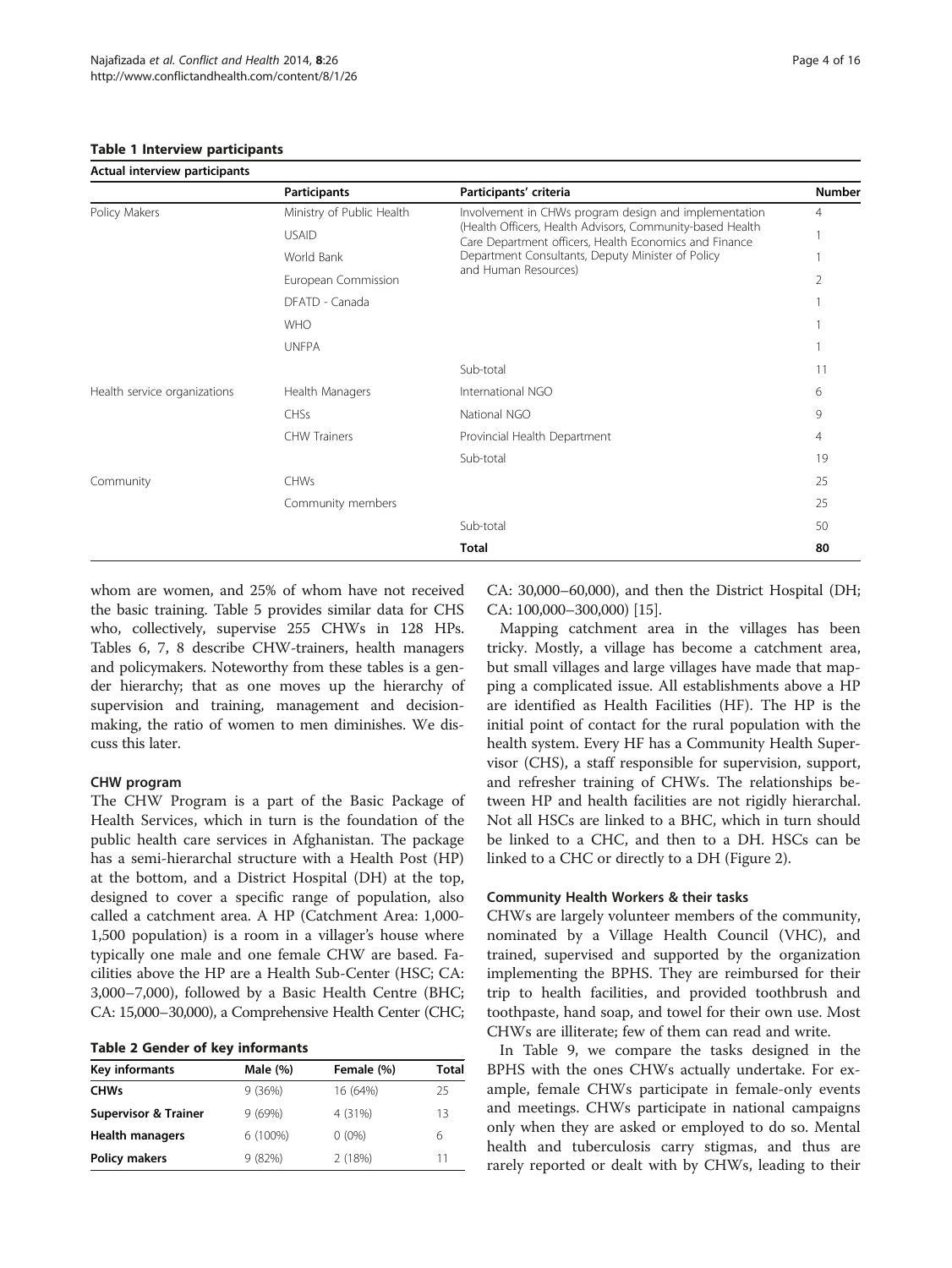**Table 1 Interview participants**

| Actual interview participants | | | |
|---|---|---|---|
| | **Participants** | **Participants' criteria** | **Number** |
| Policy Makers | Ministry of Public Health | Involvement in CHWs program design and implementation (Health Officers, Health Advisors, Community-based Health Care Department officers, Health Economics and Finance Department Consultants, Deputy Minister of Policy and Human Resources) | 4 |
| | USAID | | 1 |
| | World Bank | | 1 |
| | European Commission | | 2 |
| | DFATD - Canada | | 1 |
| | WHO | | 1 |
| | UNFPA | | 1 |
| | | Sub-total | 11 |
| Health service organizations | Health Managers | International NGO | 6 |
| | CHSs | National NGO | 9 |
| | CHW Trainers | Provincial Health Department | 4 |
| | | Sub-total | 19 |
| Community | CHWs | | 25 |
| | Community members | | 25 |
| | | Sub-total | 50 |
| | | **Total** | **80** |

whom are women, and 25% of whom have not received the basic training. Table 5 provides similar data for CHS who, collectively, supervise 255 CHWs in 128 HPs. Tables 6, 7, 8 describe CHW-trainers, health managers and policymakers. Noteworthy from these tables is a gender hierarchy; that as one moves up the hierarchy of supervision and training, management and decision-making, the ratio of women to men diminishes. We discuss this later.

### CHW program

The CHW Program is a part of the Basic Package of Health Services, which in turn is the foundation of the public health care services in Afghanistan. The package has a semi-hierarchal structure with a Health Post (HP) at the bottom, and a District Hospital (DH) at the top, designed to cover a specific range of population, also called a catchment area. A HP (Catchment Area: 1,000-1,500 population) is a room in a villager's house where typically one male and one female CHW are based. Facilities above the HP are a Health Sub-Center (HSC; CA: 3,000–7,000), followed by a Basic Health Centre (BHC; CA: 15,000–30,000), a Comprehensive Health Center (CHC; CA: 30,000–60,000), and then the District Hospital (DH; CA: 100,000–300,000) [15].

**Table 2 Gender of key informants**

| Key informants | Male (%) | Female (%) | Total |
|---|---|---|---|
| **CHWs** | 9 (36%) | 16 (64%) | 25 |
| **Supervisor & Trainer** | 9 (69%) | 4 (31%) | 13 |
| **Health managers** | 6 (100%) | 0 (0%) | 6 |
| **Policy makers** | 9 (82%) | 2 (18%) | 11 |

Mapping catchment area in the villages has been tricky. Mostly, a village has become a catchment area, but small villages and large villages have made that mapping a complicated issue. All establishments above a HP are identified as Health Facilities (HF). The HP is the initial point of contact for the rural population with the health system. Every HF has a Community Health Supervisor (CHS), a staff responsible for supervision, support, and refresher training of CHWs. The relationships between HP and health facilities are not rigidly hierarchal. Not all HSCs are linked to a BHC, which in turn should be linked to a CHC, and then to a DH. HSCs can be linked to a CHC or directly to a DH (Figure 2).

### Community Health Workers & their tasks

CHWs are largely volunteer members of the community, nominated by a Village Health Council (VHC), and trained, supervised and supported by the organization implementing the BPHS. They are reimbursed for their trip to health facilities, and provided toothbrush and toothpaste, hand soap, and towel for their own use. Most CHWs are illiterate; few of them can read and write.

In Table 9, we compare the tasks designed in the BPHS with the ones CHWs actually undertake. For example, female CHWs participate in female-only events and meetings. CHWs participate in national campaigns only when they are asked or employed to do so. Mental health and tuberculosis carry stigmas, and thus are rarely reported or dealt with by CHWs, leading to their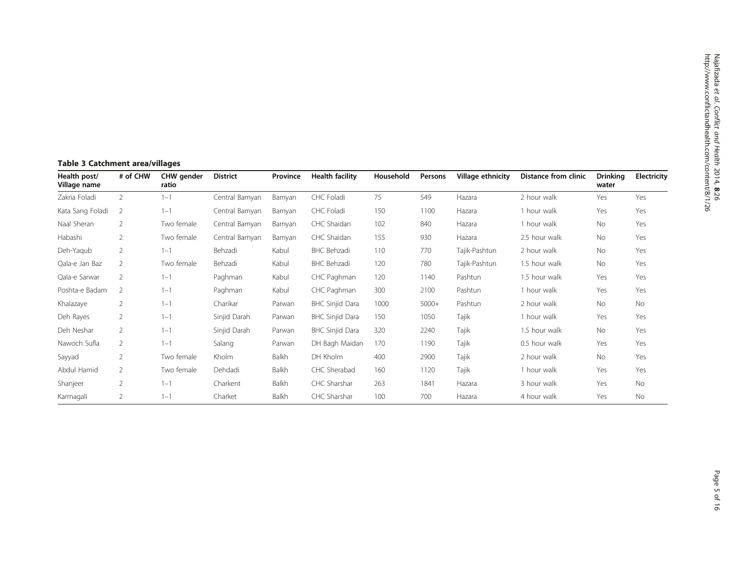**Table 3 Catchment area/villages**

| Health post/ Village name | # of CHW | CHW gender ratio | District | Province | Health facility | Household | Persons | Village ethnicity | Distance from clinic | Drinking water | Electricity |
|---|---|---|---|---|---|---|---|---|---|---|---|
| Zakria Foladi | 2 | 1–1 | Central Bamyan | Bamyan | CHC Foladi | 75 | 549 | Hazara | 2 hour walk | Yes | Yes |
| Kata Sang Foladi | 2 | 1–1 | Central Bamyan | Bamyan | CHC Foladi | 150 | 1100 | Hazara | 1 hour walk | Yes | Yes |
| Naal Sheran | 2 | Two female | Central Bamyan | Bamyan | CHC Shaidan | 102 | 840 | Hazara | 1 hour walk | No | Yes |
| Habashi | 2 | Two female | Central Bamyan | Bamyan | CHC Shaidan | 155 | 930 | Hazara | 2.5 hour walk | No | Yes |
| Deh-Yaqub | 2 | 1–1 | Behzadi | Kabul | BHC Behzadi | 110 | 770 | Tajik-Pashtun | 2 hour walk | No | Yes |
| Qala-e Jan Baz | 2 | Two female | Behzadi | Kabul | BHC Behzadi | 120 | 780 | Tajik-Pashtun | 1.5 hour walk | No | Yes |
| Qala-e Sarwar | 2 | 1–1 | Paghman | Kabul | CHC Paghman | 120 | 1140 | Pashtun | 1.5 hour walk | Yes | Yes |
| Poshta-e Badam | 2 | 1–1 | Paghman | Kabul | CHC Paghman | 300 | 2100 | Pashtun | 1 hour walk | Yes | Yes |
| Khalazaye | 2 | 1–1 | Charikar | Parwan | BHC Sinjid Dara | 1000 | 5000+ | Pashtun | 2 hour walk | No | No |
| Deh Rayes | 2 | 1–1 | Sinjid Darah | Parwan | BHC Sinjid Dara | 150 | 1050 | Tajik | 1 hour walk | Yes | Yes |
| Deh Neshar | 2 | 1–1 | Sinjid Darah | Parwan | BHC Sinjid Dara | 320 | 2240 | Tajik | 1.5 hour walk | No | Yes |
| Nawoch Sufla | 2 | 1–1 | Salang | Parwan | DH Bagh Maidan | 170 | 1190 | Tajik | 0.5 hour walk | Yes | Yes |
| Sayyad | 2 | Two female | Kholm | Balkh | DH Kholm | 400 | 2900 | Tajik | 2 hour walk | No | Yes |
| Abdul Hamid | 2 | Two female | Dehdadi | Balkh | CHC Sherabad | 160 | 1120 | Tajik | 1 hour walk | Yes | Yes |
| Shanjeer | 2 | 1–1 | Charkent | Balkh | CHC Sharshar | 263 | 1841 | Hazara | 3 hour walk | Yes | No |
| Karmagali | 2 | 1–1 | Charket | Balkh | CHC Sharshar | 100 | 700 | Hazara | 4 hour walk | Yes | No |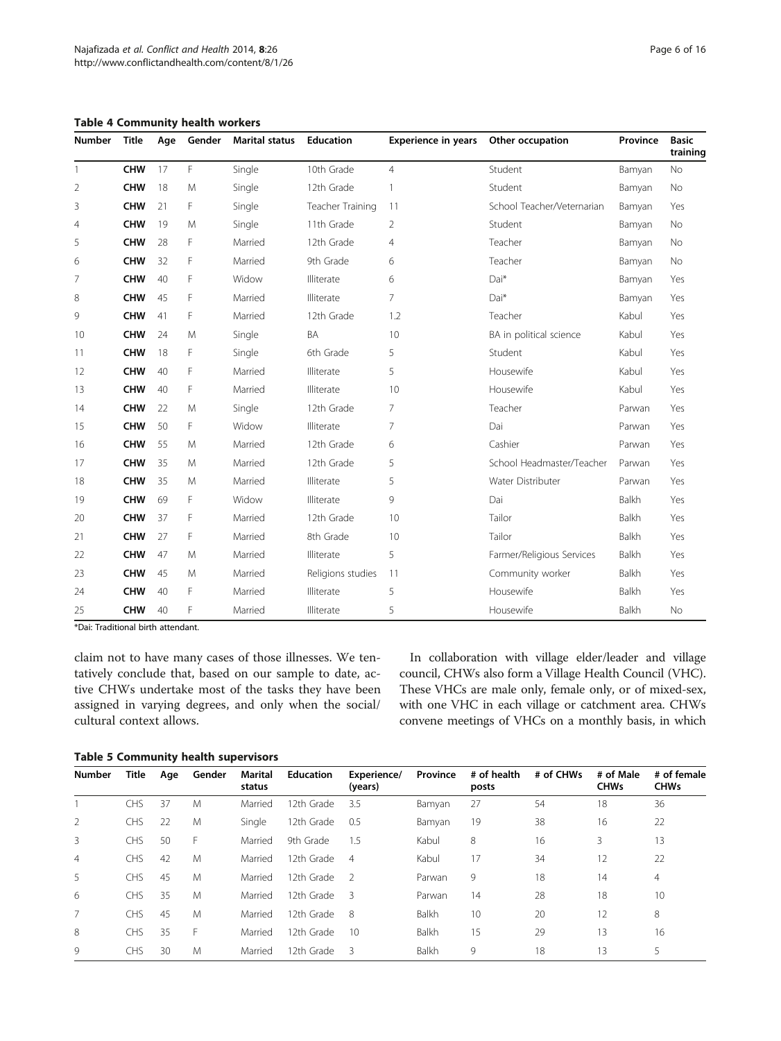**Table 4 Community health workers**

| Number | Title | Age | Gender | Marital status | Education | Experience in years | Other occupation | Province | Basic training |
|---|---|---|---|---|---|---|---|---|---|
| 1 | **CHW** | 17 | F | Single | 10th Grade | 4 | Student | Bamyan | No |
| 2 | **CHW** | 18 | M | Single | 12th Grade | 1 | Student | Bamyan | No |
| 3 | **CHW** | 21 | F | Single | Teacher Training | 11 | School Teacher/Veternarian | Bamyan | Yes |
| 4 | **CHW** | 19 | M | Single | 11th Grade | 2 | Student | Bamyan | No |
| 5 | **CHW** | 28 | F | Married | 12th Grade | 4 | Teacher | Bamyan | No |
| 6 | **CHW** | 32 | F | Married | 9th Grade | 6 | Teacher | Bamyan | No |
| 7 | **CHW** | 40 | F | Widow | Illiterate | 6 | Dai* | Bamyan | Yes |
| 8 | **CHW** | 45 | F | Married | Illiterate | 7 | Dai* | Bamyan | Yes |
| 9 | **CHW** | 41 | F | Married | 12th Grade | 1.2 | Teacher | Kabul | Yes |
| 10 | **CHW** | 24 | M | Single | BA | 10 | BA in political science | Kabul | Yes |
| 11 | **CHW** | 18 | F | Single | 6th Grade | 5 | Student | Kabul | Yes |
| 12 | **CHW** | 40 | F | Married | Illiterate | 5 | Housewife | Kabul | Yes |
| 13 | **CHW** | 40 | F | Married | Illiterate | 10 | Housewife | Kabul | Yes |
| 14 | **CHW** | 22 | M | Single | 12th Grade | 7 | Teacher | Parwan | Yes |
| 15 | **CHW** | 50 | F | Widow | Illiterate | 7 | Dai | Parwan | Yes |
| 16 | **CHW** | 55 | M | Married | 12th Grade | 6 | Cashier | Parwan | Yes |
| 17 | **CHW** | 35 | M | Married | 12th Grade | 5 | School Headmaster/Teacher | Parwan | Yes |
| 18 | **CHW** | 35 | M | Married | Illiterate | 5 | Water Distributer | Parwan | Yes |
| 19 | **CHW** | 69 | F | Widow | Illiterate | 9 | Dai | Balkh | Yes |
| 20 | **CHW** | 37 | F | Married | 12th Grade | 10 | Tailor | Balkh | Yes |
| 21 | **CHW** | 27 | F | Married | 8th Grade | 10 | Tailor | Balkh | Yes |
| 22 | **CHW** | 47 | M | Married | Illiterate | 5 | Farmer/Religious Services | Balkh | Yes |
| 23 | **CHW** | 45 | M | Married | Religions studies | 11 | Community worker | Balkh | Yes |
| 24 | **CHW** | 40 | F | Married | Illiterate | 5 | Housewife | Balkh | Yes |
| 25 | **CHW** | 40 | F | Married | Illiterate | 5 | Housewife | Balkh | No |

*Dai: Traditional birth attendant.

claim not to have many cases of those illnesses. We tentatively conclude that, based on our sample to date, active CHWs undertake most of the tasks they have been assigned in varying degrees, and only when the social/cultural context allows.

In collaboration with village elder/leader and village council, CHWs also form a Village Health Council (VHC). These VHCs are male only, female only, or of mixed-sex, with one VHC in each village or catchment area. CHWs convene meetings of VHCs on a monthly basis, in which

**Table 5 Community health supervisors**

| Number | Title | Age | Gender | Marital status | Education | Experience/ (years) | Province | # of health posts | # of CHWs | # of Male CHWs | # of female CHWs |
|---|---|---|---|---|---|---|---|---|---|---|---|
| 1 | CHS | 37 | M | Married | 12th Grade | 3.5 | Bamyan | 27 | 54 | 18 | 36 |
| 2 | CHS | 22 | M | Single | 12th Grade | 0.5 | Bamyan | 19 | 38 | 16 | 22 |
| 3 | CHS | 50 | F | Married | 9th Grade | 1.5 | Kabul | 8 | 16 | 3 | 13 |
| 4 | CHS | 42 | M | Married | 12th Grade | 4 | Kabul | 17 | 34 | 12 | 22 |
| 5 | CHS | 45 | M | Married | 12th Grade | 2 | Parwan | 9 | 18 | 14 | 4 |
| 6 | CHS | 35 | M | Married | 12th Grade | 3 | Parwan | 14 | 28 | 18 | 10 |
| 7 | CHS | 45 | M | Married | 12th Grade | 8 | Balkh | 10 | 20 | 12 | 8 |
| 8 | CHS | 35 | F | Married | 12th Grade | 10 | Balkh | 15 | 29 | 13 | 16 |
| 9 | CHS | 30 | M | Married | 12th Grade | 3 | Balkh | 9 | 18 | 13 | 5 |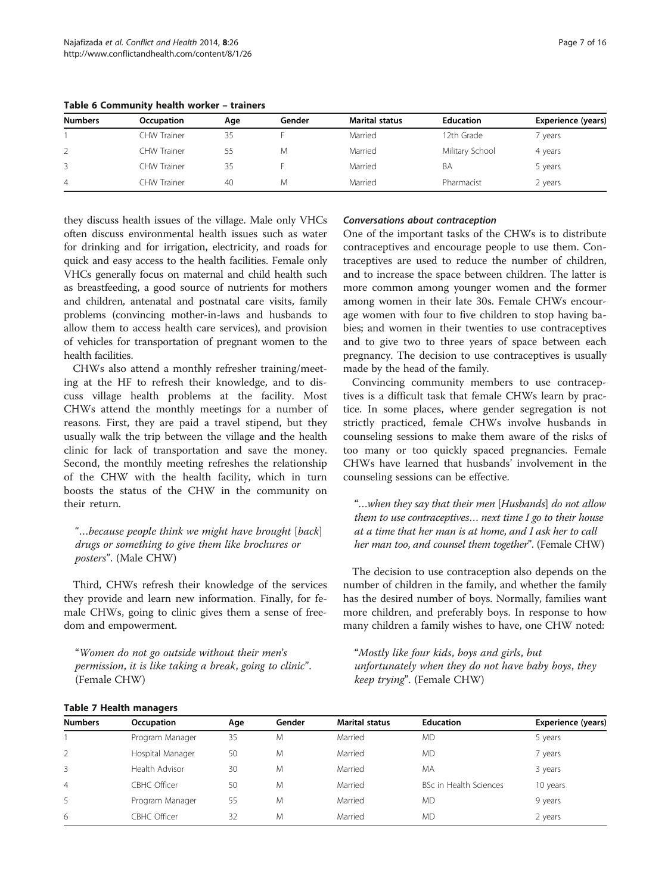**Table 6 Community health worker – trainers**

| Numbers | Occupation | Age | Gender | Marital status | Education | Experience (years) |
|---|---|---|---|---|---|---|
| 1 | CHW Trainer | 35 | F | Married | 12th Grade | 7 years |
| 2 | CHW Trainer | 55 | M | Married | Military School | 4 years |
| 3 | CHW Trainer | 35 | F | Married | BA | 5 years |
| 4 | CHW Trainer | 40 | M | Married | Pharmacist | 2 years |

they discuss health issues of the village. Male only VHCs often discuss environmental health issues such as water for drinking and for irrigation, electricity, and roads for quick and easy access to the health facilities. Female only VHCs generally focus on maternal and child health such as breastfeeding, a good source of nutrients for mothers and children, antenatal and postnatal care visits, family problems (convincing mother-in-laws and husbands to allow them to access health care services), and provision of vehicles for transportation of pregnant women to the health facilities.

CHWs also attend a monthly refresher training/meeting at the HF to refresh their knowledge, and to discuss village health problems at the facility. Most CHWs attend the monthly meetings for a number of reasons. First, they are paid a travel stipend, but they usually walk the trip between the village and the health clinic for lack of transportation and save the money. Second, the monthly meeting refreshes the relationship of the CHW with the health facility, which in turn boosts the status of the CHW in the community on their return.

> "*…because people think we might have brought* [*back*] *drugs or something to give them like brochures or posters*". (Male CHW)

Third, CHWs refresh their knowledge of the services they provide and learn new information. Finally, for female CHWs, going to clinic gives them a sense of freedom and empowerment.

> "*Women do not go outside without their men's permission, it is like taking a break, going to clinic*". (Female CHW)

### *Conversations about contraception*

One of the important tasks of the CHWs is to distribute contraceptives and encourage people to use them. Contraceptives are used to reduce the number of children, and to increase the space between children. The latter is more common among younger women and the former among women in their late 30s. Female CHWs encourage women with four to five children to stop having babies; and women in their twenties to use contraceptives and to give two to three years of space between each pregnancy. The decision to use contraceptives is usually made by the head of the family.

Convincing community members to use contraceptives is a difficult task that female CHWs learn by practice. In some places, where gender segregation is not strictly practiced, female CHWs involve husbands in counseling sessions to make them aware of the risks of too many or too quickly spaced pregnancies. Female CHWs have learned that husbands' involvement in the counseling sessions can be effective.

> "*…when they say that their men* [*Husbands*] *do not allow them to use contraceptives… next time I go to their house at a time that her man is at home, and I ask her to call her man too, and counsel them together*". (Female CHW)

The decision to use contraception also depends on the number of children in the family, and whether the family has the desired number of boys. Normally, families want more children, and preferably boys. In response to how many children a family wishes to have, one CHW noted:

> "*Mostly like four kids, boys and girls, but unfortunately when they do not have baby boys, they keep trying*". (Female CHW)

**Table 7 Health managers**

| Numbers | Occupation | Age | Gender | Marital status | Education | Experience (years) |
|---|---|---|---|---|---|---|
| 1 | Program Manager | 35 | M | Married | MD | 5 years |
| 2 | Hospital Manager | 50 | M | Married | MD | 7 years |
| 3 | Health Advisor | 30 | M | Married | MA | 3 years |
| 4 | CBHC Officer | 50 | M | Married | BSc in Health Sciences | 10 years |
| 5 | Program Manager | 55 | M | Married | MD | 9 years |
| 6 | CBHC Officer | 32 | M | Married | MD | 2 years |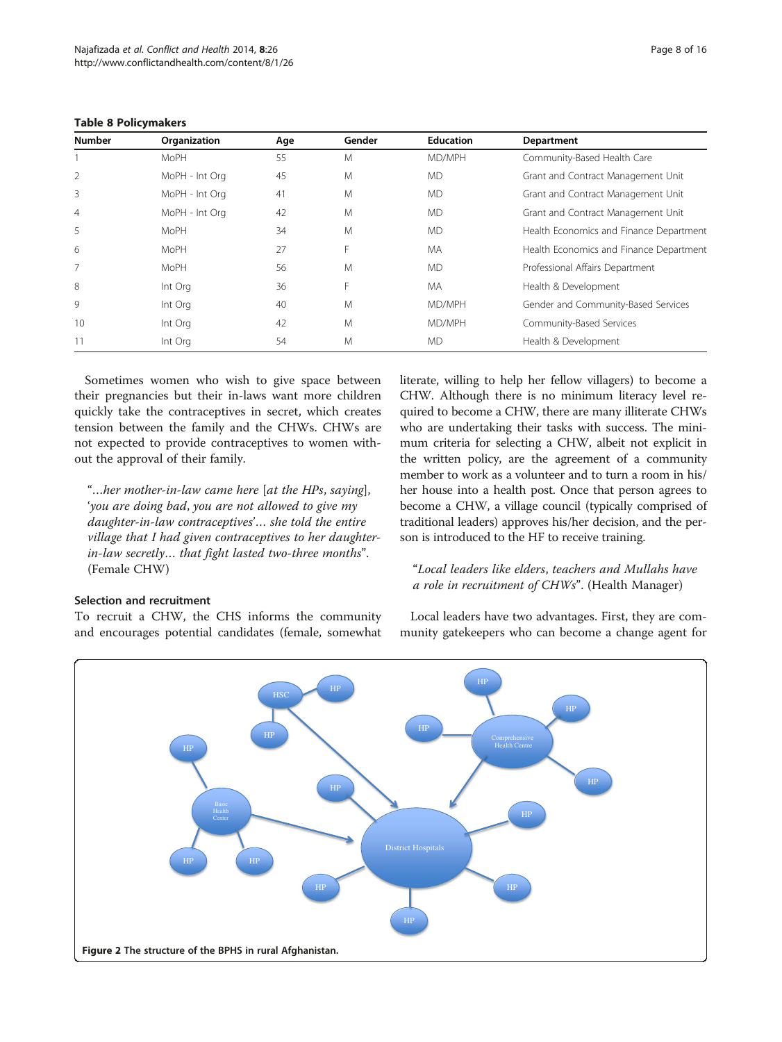**Table 8 Policymakers**

| Number | Organization | Age | Gender | Education | Department |
|---|---|---|---|---|---|
| 1 | MoPH | 55 | M | MD/MPH | Community-Based Health Care |
| 2 | MoPH - Int Org | 45 | M | MD | Grant and Contract Management Unit |
| 3 | MoPH - Int Org | 41 | M | MD | Grant and Contract Management Unit |
| 4 | MoPH - Int Org | 42 | M | MD | Grant and Contract Management Unit |
| 5 | MoPH | 34 | M | MD | Health Economics and Finance Department |
| 6 | MoPH | 27 | F | MA | Health Economics and Finance Department |
| 7 | MoPH | 56 | M | MD | Professional Affairs Department |
| 8 | Int Org | 36 | F | MA | Health & Development |
| 9 | Int Org | 40 | M | MD/MPH | Gender and Community-Based Services |
| 10 | Int Org | 42 | M | MD/MPH | Community-Based Services |
| 11 | Int Org | 54 | M | MD | Health & Development |

Sometimes women who wish to give space between their pregnancies but their in-laws want more children quickly take the contraceptives in secret, which creates tension between the family and the CHWs. CHWs are not expected to provide contraceptives to women without the approval of their family.

> "…*her mother-in-law came here* [*at the HPs, saying*], *'you are doing bad, you are not allowed to give my daughter-in-law contraceptives'… she told the entire village that I had given contraceptives to her daughter-in-law secretly… that fight lasted two-three months*". (Female CHW)

### Selection and recruitment

To recruit a CHW, the CHS informs the community and encourages potential candidates (female, somewhat literate, willing to help her fellow villagers) to become a CHW. Although there is no minimum literacy level required to become a CHW, there are many illiterate CHWs who are undertaking their tasks with success. The minimum criteria for selecting a CHW, albeit not explicit in the written policy, are the agreement of a community member to work as a volunteer and to turn a room in his/her house into a health post. Once that person agrees to become a CHW, a village council (typically comprised of traditional leaders) approves his/her decision, and the person is introduced to the HF to receive training.

> "*Local leaders like elders, teachers and Mullahs have a role in recruitment of CHWs*". (Health Manager)

Local leaders have two advantages. First, they are community gatekeepers who can become a change agent for

**Figure 2** The structure of the BPHS in rural Afghanistan.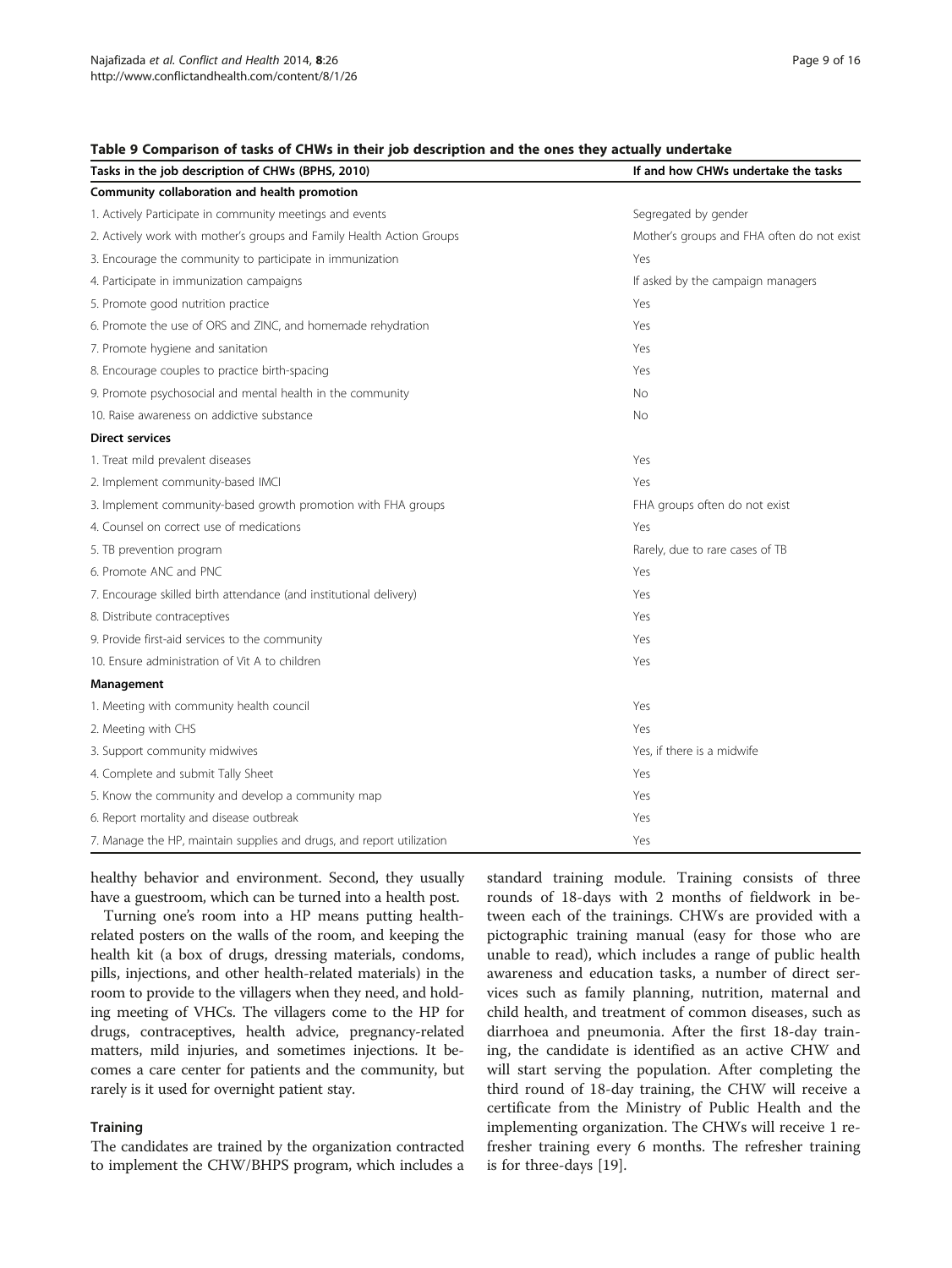**Table 9 Comparison of tasks of CHWs in their job description and the ones they actually undertake**

| Tasks in the job description of CHWs (BPHS, 2010) | If and how CHWs undertake the tasks |
|---|---|
| **Community collaboration and health promotion** | |
| 1. Actively Participate in community meetings and events | Segregated by gender |
| 2. Actively work with mother's groups and Family Health Action Groups | Mother's groups and FHA often do not exist |
| 3. Encourage the community to participate in immunization | Yes |
| 4. Participate in immunization campaigns | If asked by the campaign managers |
| 5. Promote good nutrition practice | Yes |
| 6. Promote the use of ORS and ZINC, and homemade rehydration | Yes |
| 7. Promote hygiene and sanitation | Yes |
| 8. Encourage couples to practice birth-spacing | Yes |
| 9. Promote psychosocial and mental health in the community | No |
| 10. Raise awareness on addictive substance | No |
| **Direct services** | |
| 1. Treat mild prevalent diseases | Yes |
| 2. Implement community-based IMCI | Yes |
| 3. Implement community-based growth promotion with FHA groups | FHA groups often do not exist |
| 4. Counsel on correct use of medications | Yes |
| 5. TB prevention program | Rarely, due to rare cases of TB |
| 6. Promote ANC and PNC | Yes |
| 7. Encourage skilled birth attendance (and institutional delivery) | Yes |
| 8. Distribute contraceptives | Yes |
| 9. Provide first-aid services to the community | Yes |
| 10. Ensure administration of Vit A to children | Yes |
| **Management** | |
| 1. Meeting with community health council | Yes |
| 2. Meeting with CHS | Yes |
| 3. Support community midwives | Yes, if there is a midwife |
| 4. Complete and submit Tally Sheet | Yes |
| 5. Know the community and develop a community map | Yes |
| 6. Report mortality and disease outbreak | Yes |
| 7. Manage the HP, maintain supplies and drugs, and report utilization | Yes |

healthy behavior and environment. Second, they usually have a guestroom, which can be turned into a health post.

Turning one's room into a HP means putting health-related posters on the walls of the room, and keeping the health kit (a box of drugs, dressing materials, condoms, pills, injections, and other health-related materials) in the room to provide to the villagers when they need, and holding meeting of VHCs. The villagers come to the HP for drugs, contraceptives, health advice, pregnancy-related matters, mild injuries, and sometimes injections. It becomes a care center for patients and the community, but rarely is it used for overnight patient stay.

### Training

The candidates are trained by the organization contracted to implement the CHW/BHPS program, which includes a standard training module. Training consists of three rounds of 18-days with 2 months of fieldwork in between each of the trainings. CHWs are provided with a pictographic training manual (easy for those who are unable to read), which includes a range of public health awareness and education tasks, a number of direct services such as family planning, nutrition, maternal and child health, and treatment of common diseases, such as diarrhoea and pneumonia. After the first 18-day training, the candidate is identified as an active CHW and will start serving the population. After completing the third round of 18-day training, the CHW will receive a certificate from the Ministry of Public Health and the implementing organization. The CHWs will receive 1 refresher training every 6 months. The refresher training is for three-days [19].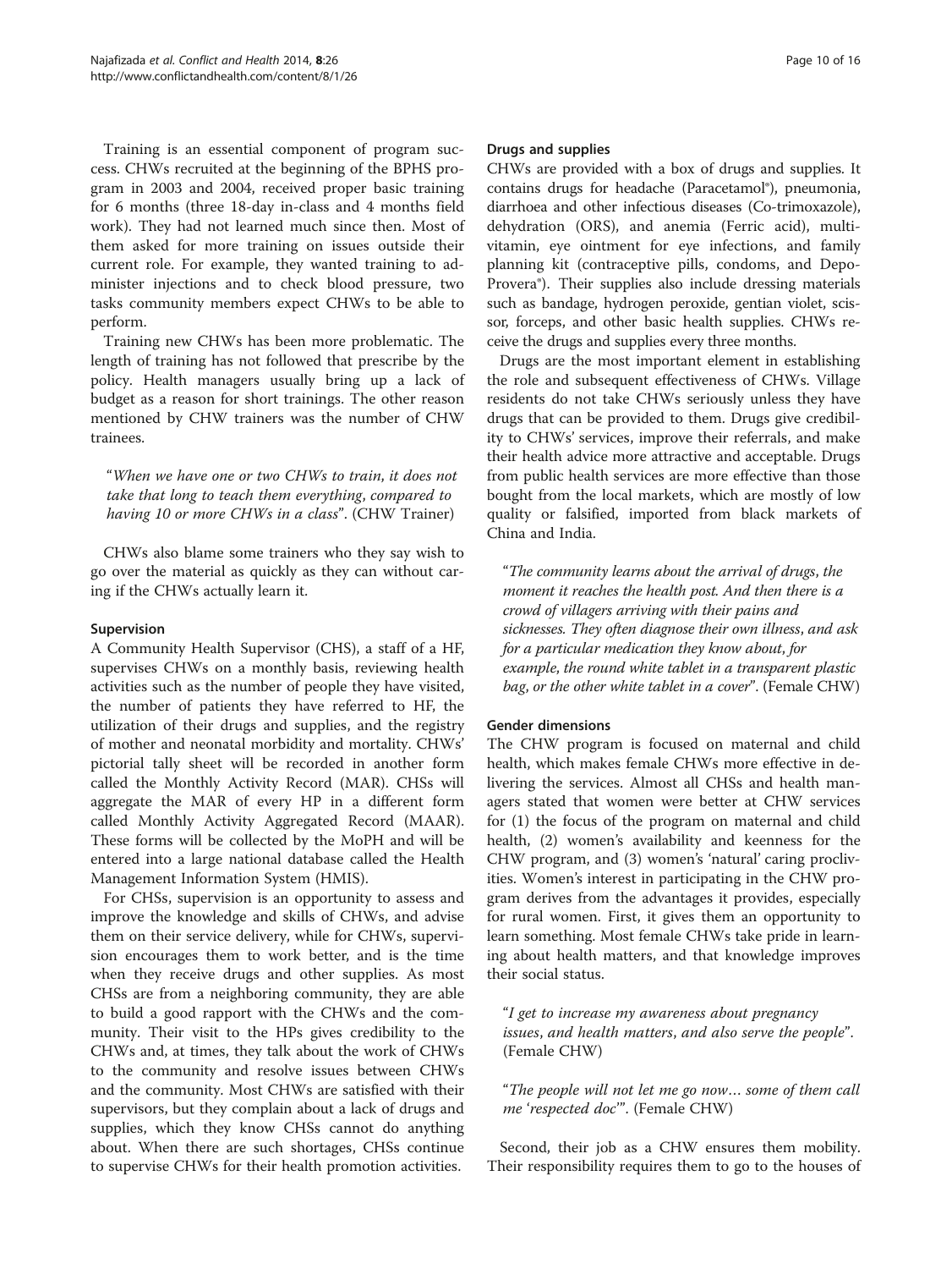Training is an essential component of program success. CHWs recruited at the beginning of the BPHS program in 2003 and 2004, received proper basic training for 6 months (three 18-day in-class and 4 months field work). They had not learned much since then. Most of them asked for more training on issues outside their current role. For example, they wanted training to administer injections and to check blood pressure, two tasks community members expect CHWs to be able to perform.

Training new CHWs has been more problematic. The length of training has not followed that prescribe by the policy. Health managers usually bring up a lack of budget as a reason for short trainings. The other reason mentioned by CHW trainers was the number of CHW trainees.

> "*When we have one or two CHWs to train, it does not take that long to teach them everything, compared to having 10 or more CHWs in a class*". (CHW Trainer)

CHWs also blame some trainers who they say wish to go over the material as quickly as they can without caring if the CHWs actually learn it.

### Supervision

A Community Health Supervisor (CHS), a staff of a HF, supervises CHWs on a monthly basis, reviewing health activities such as the number of people they have visited, the number of patients they have referred to HF, the utilization of their drugs and supplies, and the registry of mother and neonatal morbidity and mortality. CHWs' pictorial tally sheet will be recorded in another form called the Monthly Activity Record (MAR). CHSs will aggregate the MAR of every HP in a different form called Monthly Activity Aggregated Record (MAAR). These forms will be collected by the MoPH and will be entered into a large national database called the Health Management Information System (HMIS).

For CHSs, supervision is an opportunity to assess and improve the knowledge and skills of CHWs, and advise them on their service delivery, while for CHWs, supervision encourages them to work better, and is the time when they receive drugs and other supplies. As most CHSs are from a neighboring community, they are able to build a good rapport with the CHWs and the community. Their visit to the HPs gives credibility to the CHWs and, at times, they talk about the work of CHWs to the community and resolve issues between CHWs and the community. Most CHWs are satisfied with their supervisors, but they complain about a lack of drugs and supplies, which they know CHSs cannot do anything about. When there are such shortages, CHSs continue to supervise CHWs for their health promotion activities.

### Drugs and supplies

CHWs are provided with a box of drugs and supplies. It contains drugs for headache (Paracetamol®), pneumonia, diarrhoea and other infectious diseases (Co-trimoxazole), dehydration (ORS), and anemia (Ferric acid), multivitamin, eye ointment for eye infections, and family planning kit (contraceptive pills, condoms, and Depo-Provera®). Their supplies also include dressing materials such as bandage, hydrogen peroxide, gentian violet, scissor, forceps, and other basic health supplies. CHWs receive the drugs and supplies every three months.

Drugs are the most important element in establishing the role and subsequent effectiveness of CHWs. Village residents do not take CHWs seriously unless they have drugs that can be provided to them. Drugs give credibility to CHWs' services, improve their referrals, and make their health advice more attractive and acceptable. Drugs from public health services are more effective than those bought from the local markets, which are mostly of low quality or falsified, imported from black markets of China and India.

> "*The community learns about the arrival of drugs, the moment it reaches the health post. And then there is a crowd of villagers arriving with their pains and sicknesses. They often diagnose their own illness, and ask for a particular medication they know about, for example, the round white tablet in a transparent plastic bag, or the other white tablet in a cover*". (Female CHW)

### Gender dimensions

The CHW program is focused on maternal and child health, which makes female CHWs more effective in delivering the services. Almost all CHSs and health managers stated that women were better at CHW services for (1) the focus of the program on maternal and child health, (2) women's availability and keenness for the CHW program, and (3) women's 'natural' caring proclivities. Women's interest in participating in the CHW program derives from the advantages it provides, especially for rural women. First, it gives them an opportunity to learn something. Most female CHWs take pride in learning about health matters, and that knowledge improves their social status.

> "*I get to increase my awareness about pregnancy issues, and health matters, and also serve the people*". (Female CHW)

> "*The people will not let me go now… some of them call me 'respected doc'*". (Female CHW)

Second, their job as a CHW ensures them mobility. Their responsibility requires them to go to the houses of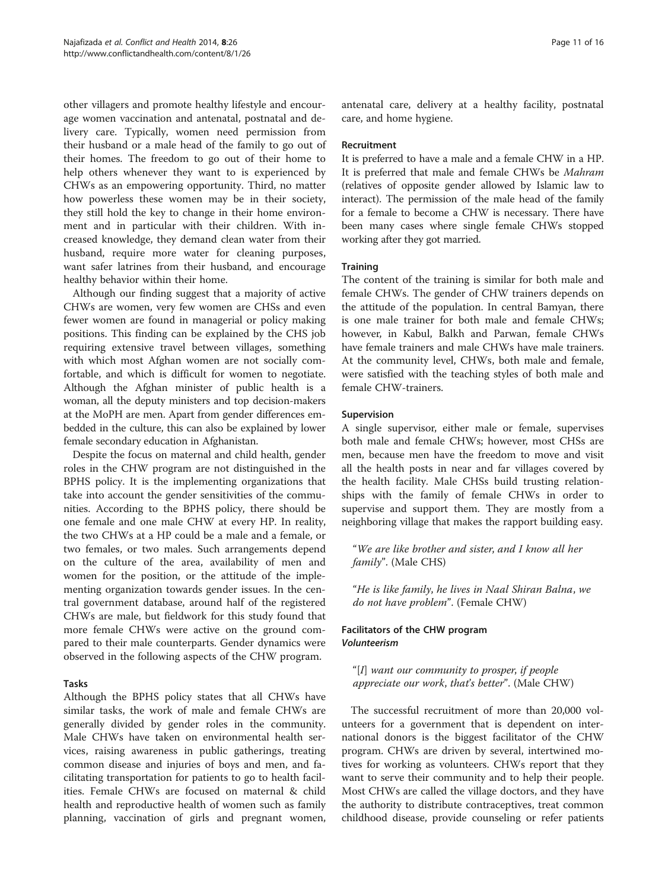other villagers and promote healthy lifestyle and encourage women vaccination and antenatal, postnatal and delivery care. Typically, women need permission from their husband or a male head of the family to go out of their homes. The freedom to go out of their home to help others whenever they want to is experienced by CHWs as an empowering opportunity. Third, no matter how powerless these women may be in their society, they still hold the key to change in their home environment and in particular with their children. With increased knowledge, they demand clean water from their husband, require more water for cleaning purposes, want safer latrines from their husband, and encourage healthy behavior within their home.

Although our finding suggest that a majority of active CHWs are women, very few women are CHSs and even fewer women are found in managerial or policy making positions. This finding can be explained by the CHS job requiring extensive travel between villages, something with which most Afghan women are not socially comfortable, and which is difficult for women to negotiate. Although the Afghan minister of public health is a woman, all the deputy ministers and top decision-makers at the MoPH are men. Apart from gender differences embedded in the culture, this can also be explained by lower female secondary education in Afghanistan.

Despite the focus on maternal and child health, gender roles in the CHW program are not distinguished in the BPHS policy. It is the implementing organizations that take into account the gender sensitivities of the communities. According to the BPHS policy, there should be one female and one male CHW at every HP. In reality, the two CHWs at a HP could be a male and a female, or two females, or two males. Such arrangements depend on the culture of the area, availability of men and women for the position, or the attitude of the implementing organization towards gender issues. In the central government database, around half of the registered CHWs are male, but fieldwork for this study found that more female CHWs were active on the ground compared to their male counterparts. Gender dynamics were observed in the following aspects of the CHW program.

#### Tasks

Although the BPHS policy states that all CHWs have similar tasks, the work of male and female CHWs are generally divided by gender roles in the community. Male CHWs have taken on environmental health services, raising awareness in public gatherings, treating common disease and injuries of boys and men, and facilitating transportation for patients to go to health facilities. Female CHWs are focused on maternal & child health and reproductive health of women such as family planning, vaccination of girls and pregnant women, antenatal care, delivery at a healthy facility, postnatal care, and home hygiene.

#### Recruitment

It is preferred to have a male and a female CHW in a HP. It is preferred that male and female CHWs be *Mahram* (relatives of opposite gender allowed by Islamic law to interact). The permission of the male head of the family for a female to become a CHW is necessary. There have been many cases where single female CHWs stopped working after they got married.

#### Training

The content of the training is similar for both male and female CHWs. The gender of CHW trainers depends on the attitude of the population. In central Bamyan, there is one male trainer for both male and female CHWs; however, in Kabul, Balkh and Parwan, female CHWs have female trainers and male CHWs have male trainers. At the community level, CHWs, both male and female, were satisfied with the teaching styles of both male and female CHW-trainers.

#### Supervision

A single supervisor, either male or female, supervises both male and female CHWs; however, most CHSs are men, because men have the freedom to move and visit all the health posts in near and far villages covered by the health facility. Male CHSs build trusting relationships with the family of female CHWs in order to supervise and support them. They are mostly from a neighboring village that makes the rapport building easy.

> "*We are like brother and sister, and I know all her family*". (Male CHS)

> "*He is like family, he lives in Naal Shiran Balna, we do not have problem*". (Female CHW)

### Facilitators of the CHW program

#### *Volunteerism*

> "*[I] want our community to prosper, if people appreciate our work, that's better*". (Male CHW)

The successful recruitment of more than 20,000 volunteers for a government that is dependent on international donors is the biggest facilitator of the CHW program. CHWs are driven by several, intertwined motives for working as volunteers. CHWs report that they want to serve their community and to help their people. Most CHWs are called the village doctors, and they have the authority to distribute contraceptives, treat common childhood disease, provide counseling or refer patients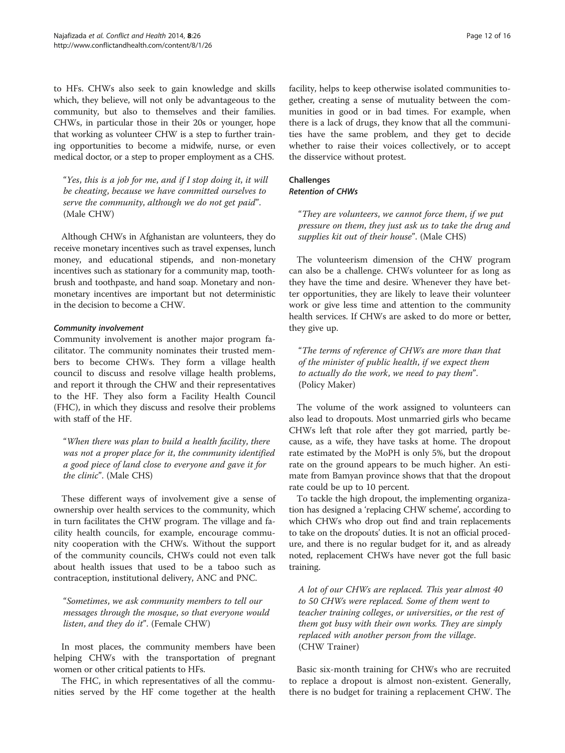to HFs. CHWs also seek to gain knowledge and skills which, they believe, will not only be advantageous to the community, but also to themselves and their families. CHWs, in particular those in their 20s or younger, hope that working as volunteer CHW is a step to further training opportunities to become a midwife, nurse, or even medical doctor, or a step to proper employment as a CHS.

> "*Yes, this is a job for me, and if I stop doing it, it will be cheating, because we have committed ourselves to serve the community, although we do not get paid*". (Male CHW)

Although CHWs in Afghanistan are volunteers, they do receive monetary incentives such as travel expenses, lunch money, and educational stipends, and non-monetary incentives such as stationary for a community map, toothbrush and toothpaste, and hand soap. Monetary and non-monetary incentives are important but not deterministic in the decision to become a CHW.

#### *Community involvement*

Community involvement is another major program facilitator. The community nominates their trusted members to become CHWs. They form a village health council to discuss and resolve village health problems, and report it through the CHW and their representatives to the HF. They also form a Facility Health Council (FHC), in which they discuss and resolve their problems with staff of the HF.

> "*When there was plan to build a health facility, there was not a proper place for it, the community identified a good piece of land close to everyone and gave it for the clinic*". (Male CHS)

These different ways of involvement give a sense of ownership over health services to the community, which in turn facilitates the CHW program. The village and facility health councils, for example, encourage community cooperation with the CHWs. Without the support of the community councils, CHWs could not even talk about health issues that used to be a taboo such as contraception, institutional delivery, ANC and PNC.

> "*Sometimes, we ask community members to tell our messages through the mosque, so that everyone would listen, and they do it*". (Female CHW)

In most places, the community members have been helping CHWs with the transportation of pregnant women or other critical patients to HFs.

The FHC, in which representatives of all the communities served by the HF come together at the health facility, helps to keep otherwise isolated communities together, creating a sense of mutuality between the communities in good or in bad times. For example, when there is a lack of drugs, they know that all the communities have the same problem, and they get to decide whether to raise their voices collectively, or to accept the disservice without protest.

### Challenges

#### *Retention of CHWs*

> "*They are volunteers, we cannot force them, if we put pressure on them, they just ask us to take the drug and supplies kit out of their house*". (Male CHS)

The volunteerism dimension of the CHW program can also be a challenge. CHWs volunteer for as long as they have the time and desire. Whenever they have better opportunities, they are likely to leave their volunteer work or give less time and attention to the community health services. If CHWs are asked to do more or better, they give up.

> "*The terms of reference of CHWs are more than that of the minister of public health, if we expect them to actually do the work, we need to pay them*". (Policy Maker)

The volume of the work assigned to volunteers can also lead to dropouts. Most unmarried girls who became CHWs left that role after they got married, partly because, as a wife, they have tasks at home. The dropout rate estimated by the MoPH is only 5%, but the dropout rate on the ground appears to be much higher. An estimate from Bamyan province shows that that the dropout rate could be up to 10 percent.

To tackle the high dropout, the implementing organization has designed a 'replacing CHW scheme', according to which CHWs who drop out find and train replacements to take on the dropouts' duties. It is not an official procedure, and there is no regular budget for it, and as already noted, replacement CHWs have never got the full basic training.

> *A lot of our CHWs are replaced. This year almost 40 to 50 CHWs were replaced. Some of them went to teacher training colleges, or universities, or the rest of them got busy with their own works. They are simply replaced with another person from the village.* (CHW Trainer)

Basic six-month training for CHWs who are recruited to replace a dropout is almost non-existent. Generally, there is no budget for training a replacement CHW. The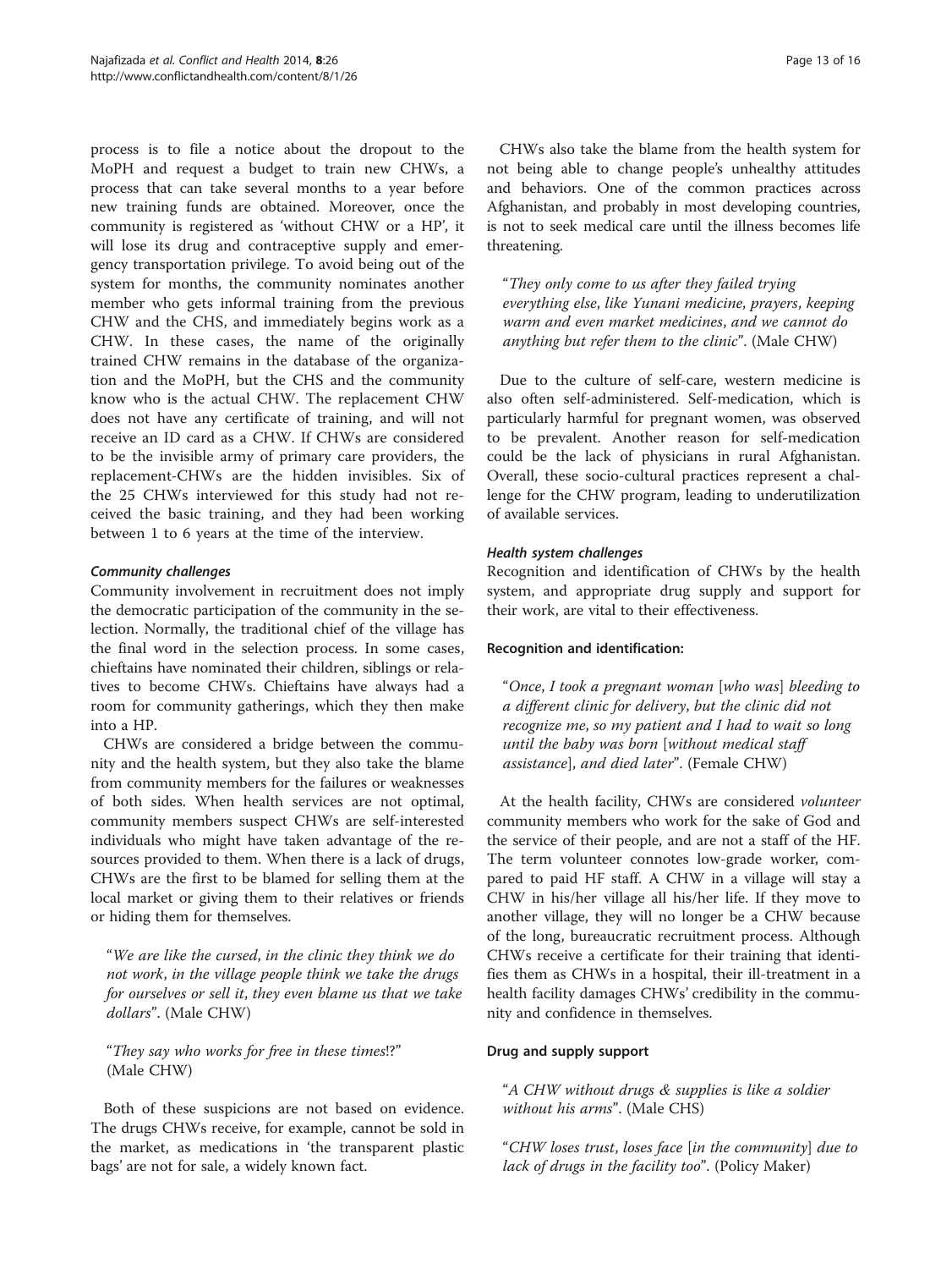process is to file a notice about the dropout to the MoPH and request a budget to train new CHWs, a process that can take several months to a year before new training funds are obtained. Moreover, once the community is registered as 'without CHW or a HP', it will lose its drug and contraceptive supply and emergency transportation privilege. To avoid being out of the system for months, the community nominates another member who gets informal training from the previous CHW and the CHS, and immediately begins work as a CHW. In these cases, the name of the originally trained CHW remains in the database of the organization and the MoPH, but the CHS and the community know who is the actual CHW. The replacement CHW does not have any certificate of training, and will not receive an ID card as a CHW. If CHWs are considered to be the invisible army of primary care providers, the replacement-CHWs are the hidden invisibles. Six of the 25 CHWs interviewed for this study had not received the basic training, and they had been working between 1 to 6 years at the time of the interview.

#### *Community challenges*

Community involvement in recruitment does not imply the democratic participation of the community in the selection. Normally, the traditional chief of the village has the final word in the selection process. In some cases, chieftains have nominated their children, siblings or relatives to become CHWs. Chieftains have always had a room for community gatherings, which they then make into a HP.

CHWs are considered a bridge between the community and the health system, but they also take the blame from community members for the failures or weaknesses of both sides. When health services are not optimal, community members suspect CHWs are self-interested individuals who might have taken advantage of the resources provided to them. When there is a lack of drugs, CHWs are the first to be blamed for selling them at the local market or giving them to their relatives or friends or hiding them for themselves.

> "*We are like the cursed, in the clinic they think we do not work, in the village people think we take the drugs for ourselves or sell it, they even blame us that we take dollars*". (Male CHW)

> "*They say who works for free in these times!?*" (Male CHW)

Both of these suspicions are not based on evidence. The drugs CHWs receive, for example, cannot be sold in the market, as medications in 'the transparent plastic bags' are not for sale, a widely known fact.

CHWs also take the blame from the health system for not being able to change people's unhealthy attitudes and behaviors. One of the common practices across Afghanistan, and probably in most developing countries, is not to seek medical care until the illness becomes life threatening.

> "*They only come to us after they failed trying everything else, like Yunani medicine, prayers, keeping warm and even market medicines, and we cannot do anything but refer them to the clinic*". (Male CHW)

Due to the culture of self-care, western medicine is also often self-administered. Self-medication, which is particularly harmful for pregnant women, was observed to be prevalent. Another reason for self-medication could be the lack of physicians in rural Afghanistan. Overall, these socio-cultural practices represent a challenge for the CHW program, leading to underutilization of available services.

#### *Health system challenges*

Recognition and identification of CHWs by the health system, and appropriate drug supply and support for their work, are vital to their effectiveness.

**Recognition and identification:**

> "*Once, I took a pregnant woman* [*who was*] *bleeding to a different clinic for delivery, but the clinic did not recognize me, so my patient and I had to wait so long until the baby was born* [*without medical staff assistance*]*, and died later*". (Female CHW)

At the health facility, CHWs are considered *volunteer* community members who work for the sake of God and the service of their people, and are not a staff of the HF. The term volunteer connotes low-grade worker, compared to paid HF staff. A CHW in a village will stay a CHW in his/her village all his/her life. If they move to another village, they will no longer be a CHW because of the long, bureaucratic recruitment process. Although CHWs receive a certificate for their training that identifies them as CHWs in a hospital, their ill-treatment in a health facility damages CHWs' credibility in the community and confidence in themselves.

**Drug and supply support**

> "*A CHW without drugs & supplies is like a soldier without his arms*". (Male CHS)

> "*CHW loses trust, loses face* [*in the community*] *due to lack of drugs in the facility too*". (Policy Maker)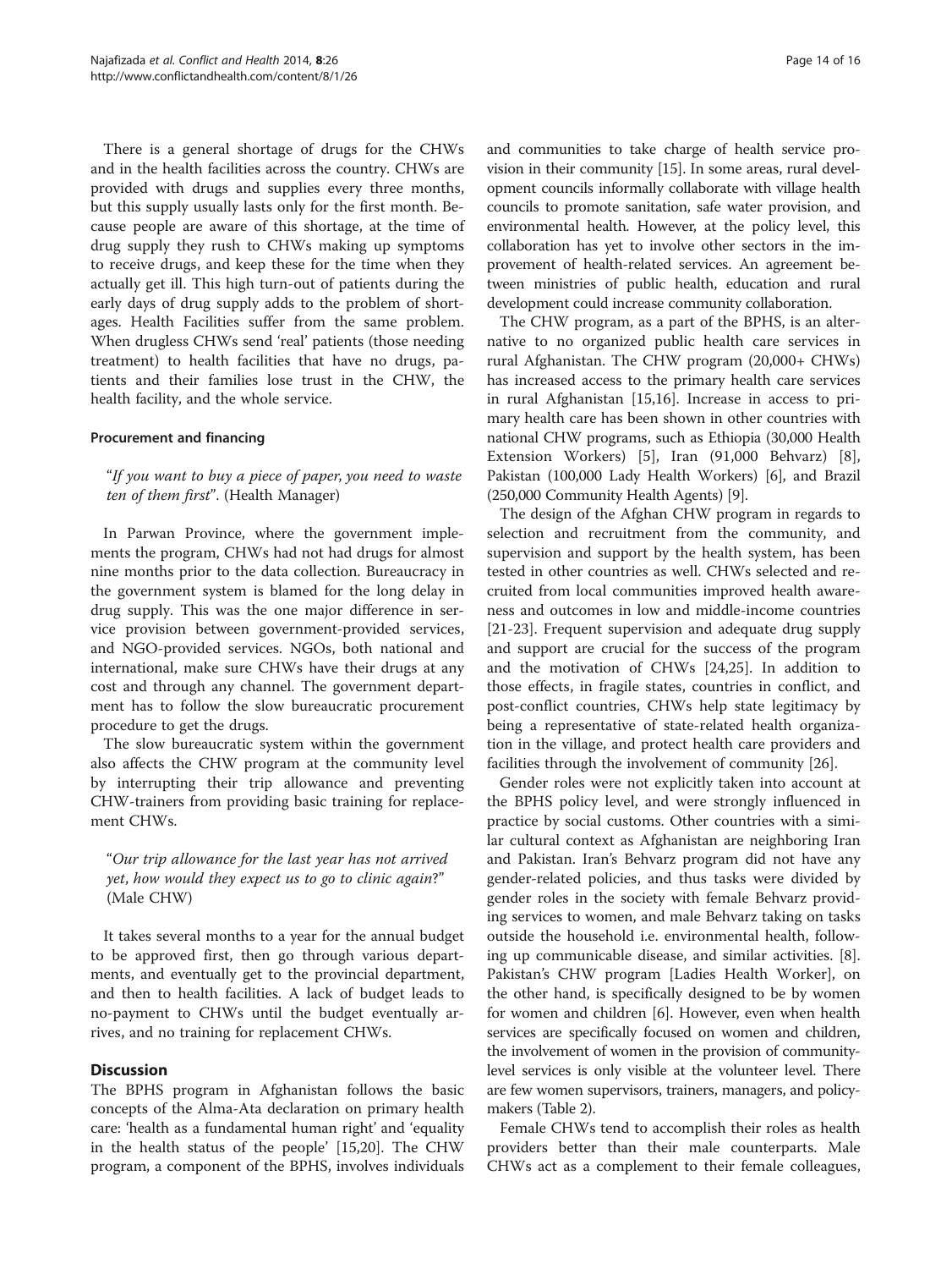There is a general shortage of drugs for the CHWs and in the health facilities across the country. CHWs are provided with drugs and supplies every three months, but this supply usually lasts only for the first month. Because people are aware of this shortage, at the time of drug supply they rush to CHWs making up symptoms to receive drugs, and keep these for the time when they actually get ill. This high turn-out of patients during the early days of drug supply adds to the problem of shortages. Health Facilities suffer from the same problem. When drugless CHWs send 'real' patients (those needing treatment) to health facilities that have no drugs, patients and their families lose trust in the CHW, the health facility, and the whole service.

#### Procurement and financing

"*If you want to buy a piece of paper, you need to waste ten of them first*". (Health Manager)

In Parwan Province, where the government implements the program, CHWs had not had drugs for almost nine months prior to the data collection. Bureaucracy in the government system is blamed for the long delay in drug supply. This was the one major difference in service provision between government-provided services, and NGO-provided services. NGOs, both national and international, make sure CHWs have their drugs at any cost and through any channel. The government department has to follow the slow bureaucratic procurement procedure to get the drugs.

The slow bureaucratic system within the government also affects the CHW program at the community level by interrupting their trip allowance and preventing CHW-trainers from providing basic training for replacement CHWs.

"*Our trip allowance for the last year has not arrived yet, how would they expect us to go to clinic again*?" (Male CHW)

It takes several months to a year for the annual budget to be approved first, then go through various departments, and eventually get to the provincial department, and then to health facilities. A lack of budget leads to no-payment to CHWs until the budget eventually arrives, and no training for replacement CHWs.

## Discussion

The BPHS program in Afghanistan follows the basic concepts of the Alma-Ata declaration on primary health care: 'health as a fundamental human right' and 'equality in the health status of the people' [15,20]. The CHW program, a component of the BPHS, involves individuals and communities to take charge of health service provision in their community [15]. In some areas, rural development councils informally collaborate with village health councils to promote sanitation, safe water provision, and environmental health. However, at the policy level, this collaboration has yet to involve other sectors in the improvement of health-related services. An agreement between ministries of public health, education and rural development could increase community collaboration.

The CHW program, as a part of the BPHS, is an alternative to no organized public health care services in rural Afghanistan. The CHW program (20,000+ CHWs) has increased access to the primary health care services in rural Afghanistan [15,16]. Increase in access to primary health care has been shown in other countries with national CHW programs, such as Ethiopia (30,000 Health Extension Workers) [5], Iran (91,000 Behvarz) [8], Pakistan (100,000 Lady Health Workers) [6], and Brazil (250,000 Community Health Agents) [9].

The design of the Afghan CHW program in regards to selection and recruitment from the community, and supervision and support by the health system, has been tested in other countries as well. CHWs selected and recruited from local communities improved health awareness and outcomes in low and middle-income countries [21-23]. Frequent supervision and adequate drug supply and support are crucial for the success of the program and the motivation of CHWs [24,25]. In addition to those effects, in fragile states, countries in conflict, and post-conflict countries, CHWs help state legitimacy by being a representative of state-related health organization in the village, and protect health care providers and facilities through the involvement of community [26].

Gender roles were not explicitly taken into account at the BPHS policy level, and were strongly influenced in practice by social customs. Other countries with a similar cultural context as Afghanistan are neighboring Iran and Pakistan. Iran's Behvarz program did not have any gender-related policies, and thus tasks were divided by gender roles in the society with female Behvarz providing services to women, and male Behvarz taking on tasks outside the household i.e. environmental health, following up communicable disease, and similar activities. [8]. Pakistan's CHW program [Ladies Health Worker], on the other hand, is specifically designed to be by women for women and children [6]. However, even when health services are specifically focused on women and children, the involvement of women in the provision of community-level services is only visible at the volunteer level. There are few women supervisors, trainers, managers, and policy-makers (Table 2).

Female CHWs tend to accomplish their roles as health providers better than their male counterparts. Male CHWs act as a complement to their female colleagues,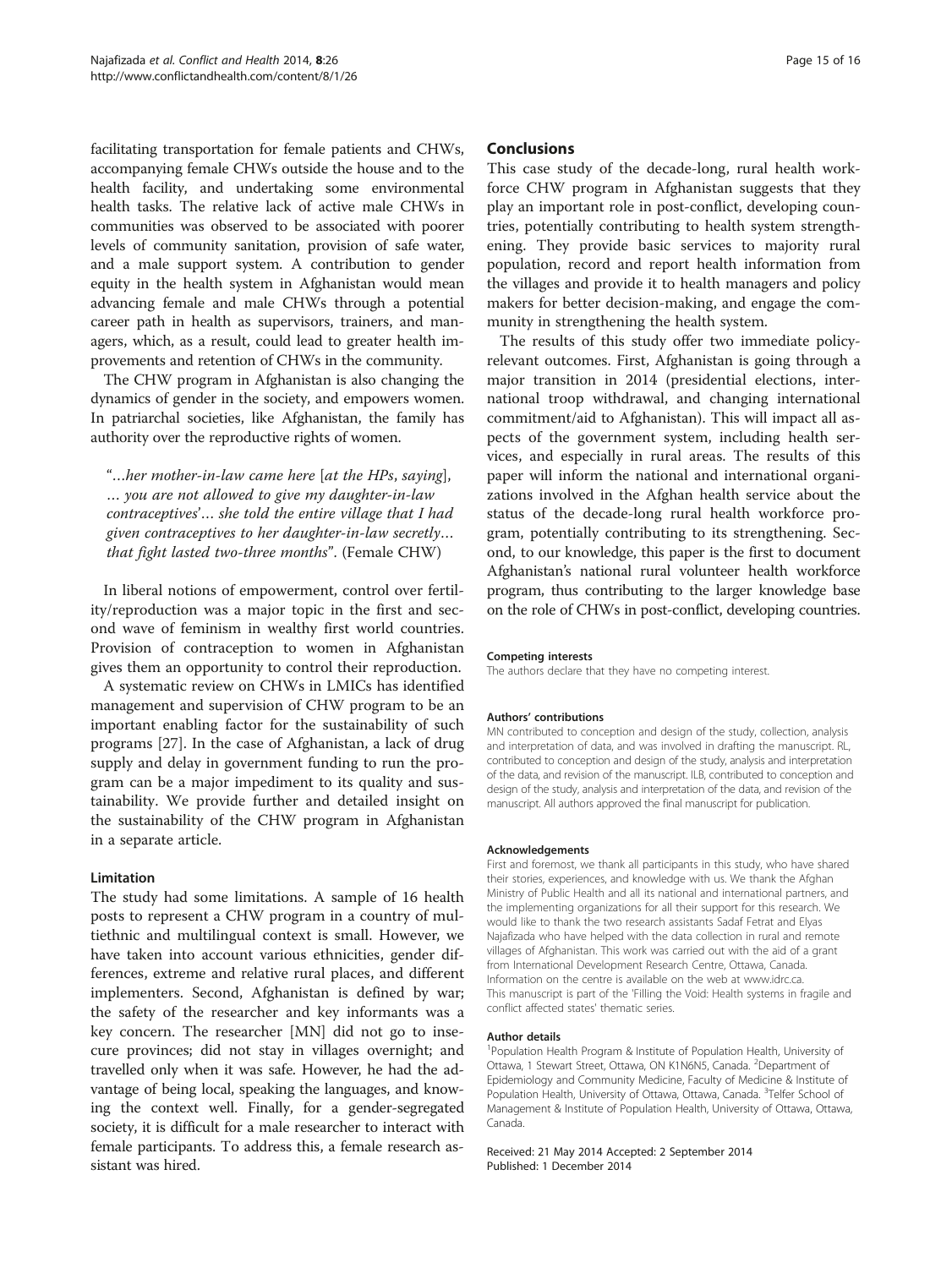facilitating transportation for female patients and CHWs, accompanying female CHWs outside the house and to the health facility, and undertaking some environmental health tasks. The relative lack of active male CHWs in communities was observed to be associated with poorer levels of community sanitation, provision of safe water, and a male support system. A contribution to gender equity in the health system in Afghanistan would mean advancing female and male CHWs through a potential career path in health as supervisors, trainers, and managers, which, as a result, could lead to greater health improvements and retention of CHWs in the community.

The CHW program in Afghanistan is also changing the dynamics of gender in the society, and empowers women. In patriarchal societies, like Afghanistan, the family has authority over the reproductive rights of women.

> "…*her mother-in-law came here* [*at the HPs*, *saying*], … *you are not allowed to give my daughter-in-law contraceptives*'… *she told the entire village that I had given contraceptives to her daughter-in-law secretly*… *that fight lasted two-three months*". (Female CHW)

In liberal notions of empowerment, control over fertility/reproduction was a major topic in the first and second wave of feminism in wealthy first world countries. Provision of contraception to women in Afghanistan gives them an opportunity to control their reproduction.

A systematic review on CHWs in LMICs has identified management and supervision of CHW program to be an important enabling factor for the sustainability of such programs [27]. In the case of Afghanistan, a lack of drug supply and delay in government funding to run the program can be a major impediment to its quality and sustainability. We provide further and detailed insight on the sustainability of the CHW program in Afghanistan in a separate article.

### Limitation

The study had some limitations. A sample of 16 health posts to represent a CHW program in a country of multiethnic and multilingual context is small. However, we have taken into account various ethnicities, gender differences, extreme and relative rural places, and different implementers. Second, Afghanistan is defined by war; the safety of the researcher and key informants was a key concern. The researcher [MN] did not go to insecure provinces; did not stay in villages overnight; and travelled only when it was safe. However, he had the advantage of being local, speaking the languages, and knowing the context well. Finally, for a gender-segregated society, it is difficult for a male researcher to interact with female participants. To address this, a female research assistant was hired.

## Conclusions

This case study of the decade-long, rural health workforce CHW program in Afghanistan suggests that they play an important role in post-conflict, developing countries, potentially contributing to health system strengthening. They provide basic services to majority rural population, record and report health information from the villages and provide it to health managers and policy makers for better decision-making, and engage the community in strengthening the health system.

The results of this study offer two immediate policy-relevant outcomes. First, Afghanistan is going through a major transition in 2014 (presidential elections, international troop withdrawal, and changing international commitment/aid to Afghanistan). This will impact all aspects of the government system, including health services, and especially in rural areas. The results of this paper will inform the national and international organizations involved in the Afghan health service about the status of the decade-long rural health workforce program, potentially contributing to its strengthening. Second, to our knowledge, this paper is the first to document Afghanistan's national rural volunteer health workforce program, thus contributing to the larger knowledge base on the role of CHWs in post-conflict, developing countries.

#### Competing interests

The authors declare that they have no competing interest.

#### Authors' contributions

MN contributed to conception and design of the study, collection, analysis and interpretation of data, and was involved in drafting the manuscript. RL, contributed to conception and design of the study, analysis and interpretation of the data, and revision of the manuscript. ILB, contributed to conception and design of the study, analysis and interpretation of the data, and revision of the manuscript. All authors approved the final manuscript for publication.

#### Acknowledgements

First and foremost, we thank all participants in this study, who have shared their stories, experiences, and knowledge with us. We thank the Afghan Ministry of Public Health and all its national and international partners, and the implementing organizations for all their support for this research. We would like to thank the two research assistants Sadaf Fetrat and Elyas Najafizada who have helped with the data collection in rural and remote villages of Afghanistan. This work was carried out with the aid of a grant from International Development Research Centre, Ottawa, Canada. Information on the centre is available on the web at www.idrc.ca.
This manuscript is part of the 'Filling the Void: Health systems in fragile and conflict affected states' thematic series.

#### Author details

[1]Population Health Program & Institute of Population Health, University of Ottawa, 1 Stewart Street, Ottawa, ON K1N6N5, Canada. [2]Department of Epidemiology and Community Medicine, Faculty of Medicine & Institute of Population Health, University of Ottawa, Ottawa, Canada. [3]Telfer School of Management & Institute of Population Health, University of Ottawa, Ottawa, Canada.

Received: 21 May 2014 Accepted: 2 September 2014
Published: 1 December 2014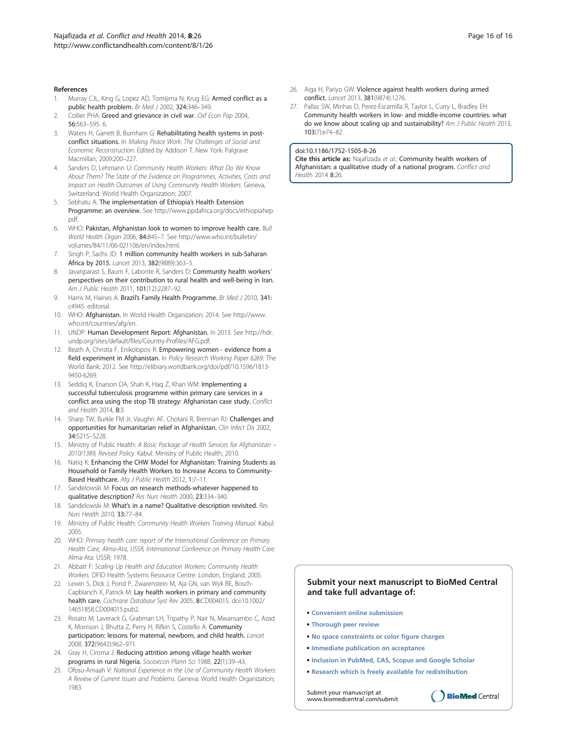## References

1. Murray CJL, King G, Lopez AD, Tomijima N, Krug EG: **Armed conflict as a public health problem.** *Br Med J* 2002, **324:**346–349.
2. Collier PHA: **Greed and grievance in civil war.** *Oxf Econ Pap* 2004, **56:**563–595. 6.
3. Waters H, Garrett B, Burnham G: **Rehabilitating health systems in post-conflict situations.** In *Making Peace Work: The Challenges of Social and Economic Reconstruction.* Edited by Addison T. New York: Palgrave Macmillan; 2009:200–227.
4. Sanders D, Lehmann U: *Community Health Workers: What Do We Know About Them? The State of the Evidence on Programmes, Activities, Costs and Impact on Health Outcomes of Using Community Health Workers.* Geneva, Switzerland: World Health Organization; 2007.
5. Sebhatu A: **The implementation of Ethiopia's Health Extension Programme: an overview.** See http://www.ppdafrica.org/docs/ethiopiahep.pdf.
6. WHO: **Pakistan, Afghanistan look to women to improve health care.** *Bull World Health Organ* 2006, **84:**845–7. See http://www.who.int/bulletin/volumes/84/11/06-021106/en/index.html.
7. Singh P, Sachs JD: **1 million community health workers in sub-Saharan Africa by 2015.** *Lancet* 2013, **382**(9889):363–5.
8. Javanparast S, Baum F, Labonte R, Sanders D: **Community health workers' perspectives on their contribution to rural health and well-being in Iran.** *Am J Public Health* 2011, **101**(12):2287–92.
9. Harris M, Haines A: **Brazil's Family Health Programme.** *Br Med J* 2010, **341:** c4945. editorial.
10. WHO: **Afghanistan.** In World Health Organization; 2014. See http://www.who.int/countries/afg/en.
11. UNDP: **Human Development Report: Afghanistan.** In 2013. See http://hdr.undp.org/sites/default/files/Country-Profiles/AFG.pdf.
12. Beath A, Christia F, Enikolopov R: **Empowering women - evidence from a field experiment in Afghanistan.** In *Policy Research Working Paper 6269.* The World Bank; 2012. See http://elibrary.worldbank.org/doi/pdf/10.1596/1813-9450-6269.
13. Seddiq K, Enarson DA, Shah K, Haq Z, Khan WM: **Implementing a successful tuberculosis programme within primary care services in a conflict area using the stop TB strategy: Afghanistan case study.** *Conflict and Health* 2014, **8:**3.
14. Sharp TW, Burkle FM Jr, Vaughn AF, Chotani R, Brennan RJ: **Challenges and opportunities for humanitarian relief in Afghanistan.** *Clin Infect Dis* 2002, **34:**S215–S228.
15. Ministry of Public Health: *A Basic Package of Health Services for Afghanistan – 2010/1389, Revised Policy.* Kabul: Ministry of Public Health; 2010.
16. Natiq K: **Enhancing the CHW Model for Afghanistan: Training Students as Household or Family Health Workers to Increase Access to Community-Based Healthcare.** *Afg J Public Health* 2012, **1:**7–11.
17. Sandelowski M: **Focus on research methods-whatever happened to qualitative description?** *Res Nurs Health* 2000, **23:**334–340.
18. Sandelowski M: **What's in a name? Qualitative description revisited.** *Res Nurs Health* 2010, **33:**77–84.
19. Ministry of Public Health: *Community Health Workers Training Manual.* Kabul: 2005.
20. WHO: *Primary health care: report of the International Conference on Primary Health Care, Alma-Ata, USSR, International Conference on Primary Health Care.* Alma-Ata: USSR; 1978.
21. Abbatt F: *Scaling Up Health and Education Workers: Community Health Workers.* DFID Health Systems Resource Centre: London, England; 2005.
22. Lewin S, Dick J, Pond P, Zwarenstein M, Aja GN, van Wyk BE, Bosch-Capblanch X, Patrick M: **Lay health workers in primary and community health care.** *Cochrane Database Syst Rev* 2005, **8:**CD004015. doi:10.1002/14651858.CD004015.pub2.
23. Rosato M, Laverack G, Grabman LH, Tripathy P, Nair N, Mwansambo C, Azad K, Morrison J, Bhutta Z, Perry H, Rifkin S, Costello A: **Community participation: lessons for maternal, newborn, and child health.** *Lancet* 2008, **372**(9642):962–971.
24. Gray H, Ciroma J: **Reducing attrition among village health worker programs in rural Nigeria.** *Socioecon Plann Sci* 1988, **22**(1):39–43.
25. Ofosu-Amaah V: *National Experience in the Use of Community Health Workers: A Review of Current Issues and Problems.* Geneva: World Health Organization; 1983.
26. Aiga H, Pariyo GW: **Violence against health workers during armed conflict.** *Lancet* 2013, **381**(9874):1276.
27. Pallas SW, Minhas D, Perez-Escamilla R, Taylor L, Curry L, Bradley EH: **Community health workers in low- and middle-income countries: what do we know about scaling up and sustainability?** *Am J Public Health* 2013, **103**(7):e74–82.

doi:10.1186/1752-1505-8-26

**Cite this article as:** Najafizada *et al.*: Community health workers of Afghanistan: a qualitative study of a national program. *Conflict and Health* 2014 **8**:26.

**Submit your next manuscript to BioMed Central and take full advantage of:**

- **Convenient online submission**
- **Thorough peer review**
- **No space constraints or color figure charges**
- **Immediate publication on acceptance**
- **Inclusion in PubMed, CAS, Scopus and Google Scholar**
- **Research which is freely available for redistribution**

Submit your manuscript at www.biomedcentral.com/submit

BioMed Central